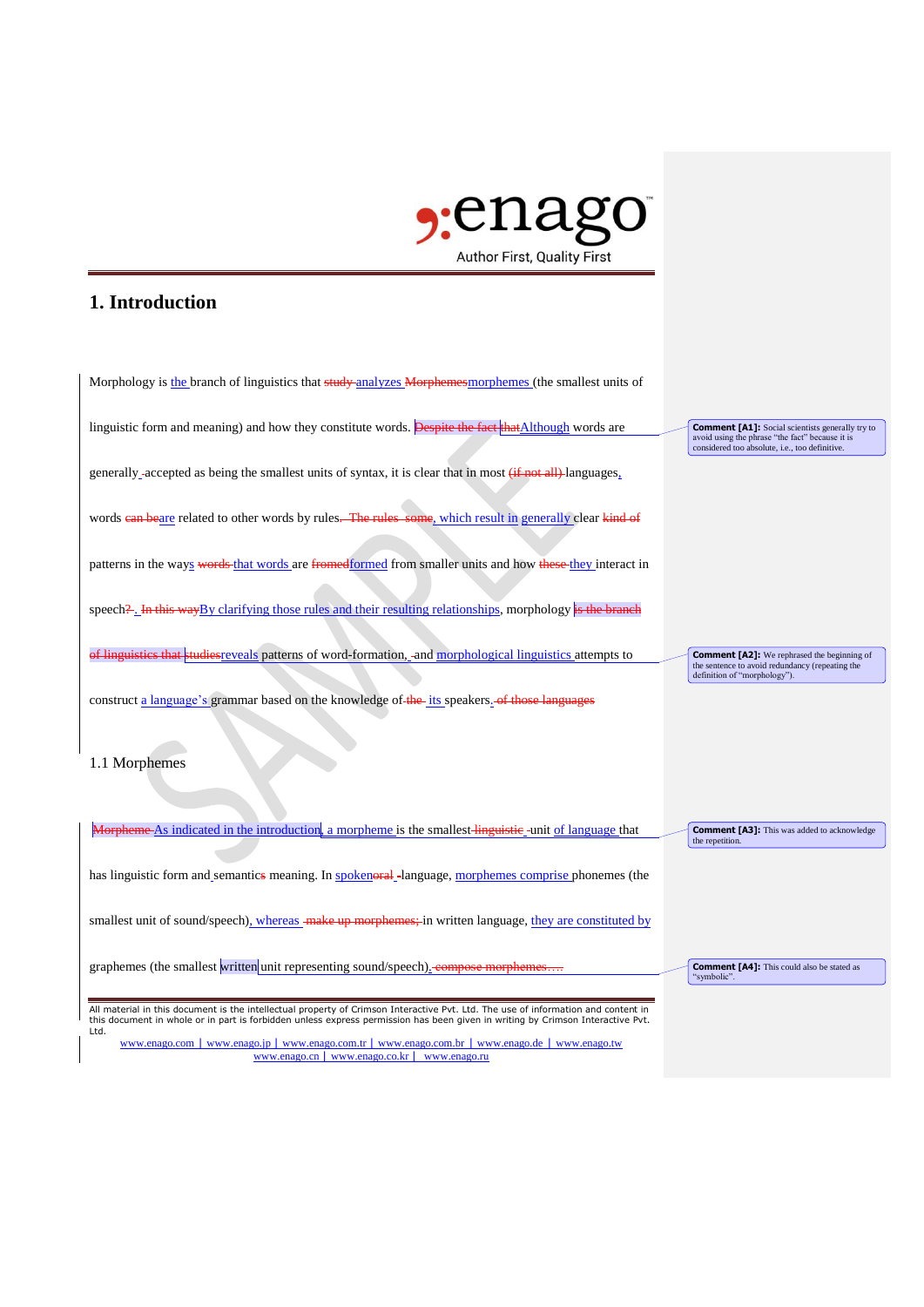# 1. Introduction

Morphology is the branch of linguistics that ~~study~~ analyzes ~~Morphemes~~morphemes (the smallest units of linguistic form and meaning) and how they constitute words. ~~Despite the fact that~~Although words are generally accepted as being the smallest units of syntax, it is clear that in most ~~(if not all)~~ languages, words ~~can be~~are related to other words by rules~~. The rules some~~, which result in generally clear ~~kind of~~ patterns in the ways ~~words~~ that words are ~~fromed~~formed from smaller units and how ~~these~~ they interact in speech~~?~~. ~~In this way~~By clarifying those rules and their resulting relationships, morphology ~~is the branch of linguistics that studies~~reveals patterns of word-formation, and morphological linguistics attempts to construct a language's grammar based on the knowledge of ~~the~~ its speakers. ~~of those languages~~

> **Comment [A1]:** Social scientists generally try to avoid using the phrase "the fact" because it is considered too absolute, i.e., too definitive.

> **Comment [A2]:** We rephrased the beginning of the sentence to avoid redundancy (repeating the definition of "morphology").

## 1.1 Morphemes

~~Morpheme~~ As indicated in the introduction, a morpheme is the smallest ~~linguistic~~ unit of language that has linguistic form and semantic~~s~~ meaning. In spoken~~oral~~ language, morphemes comprise phonemes (the smallest unit of sound/speech), whereas ~~make up morphemes;~~ in written language, they are constituted by graphemes (the smallest written unit representing sound/speech). ~~compose morphemes….~~

> **Comment [A3]:** This was added to acknowledge the repetition.

> **Comment [A4]:** This could also be stated as "symbolic".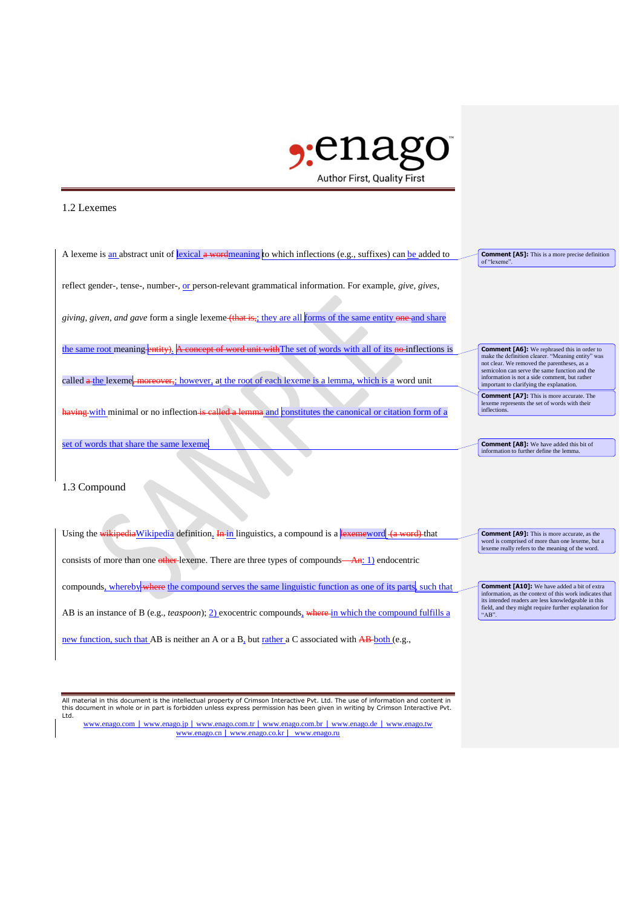## 1.2 Lexemes

A lexeme is an abstract unit of lexical ~~a word~~meaning to which inflections (e.g., suffixes) can be added to reflect gender-, tense-, number-, or person-relevant grammatical information. For example, *give*, *gives*, *giving*, *given*, *and gave* form a single lexeme ~~(that is,~~; they are all forms of the same entity ~~one~~ and share the same root meaning ~~entity)~~. ~~A concept of word unit with~~The set of words with all of its ~~no~~ inflections is called ~~a~~ the lexeme ~~moreover,~~; however, at the root of each lexeme is a lemma, which is a word unit ~~having~~ with minimal or no inflection ~~is called a lemma~~ and constitutes the canonical or citation form of a set of words that share the same lexeme.

> **Comment [A5]:** This is a more precise definition of "lexeme".

> **Comment [A6]:** We rephrased this in order to make the definition clearer. "Meaning entity" was not clear. We removed the parentheses, as a semicolon can serve the same function and the information is not a side comment, but rather important to clarifying the explanation.

> **Comment [A7]:** This is more accurate. The lexeme represents the set of words with their inflections.

> **Comment [A8]:** We have added this bit of information to further define the lemma.

## 1.3 Compound

Using the ~~wikipedia~~Wikipedia definition, ~~In~~ in linguistics, a compound is a ~~lexeme~~word ~~(a word)~~ that consists of more than one ~~other~~ lexeme. There are three types of compounds~~—An~~: 1) endocentric compounds, whereby ~~where~~ the compound serves the same linguistic function as one of its parts, such that AB is an instance of B (e.g., *teaspoon*); 2) exocentric compounds, ~~where~~ in which the compound fulfills a new function, such that AB is neither an A or a B, but rather a C associated with ~~AB~~ both (e.g.,

> **Comment [A9]:** This is more accurate, as the word is comprised of more than one lexeme, but a lexeme really refers to the meaning of the word.

> **Comment [A10]:** We have added a bit of extra information, as the context of this work indicates that its intended readers are less knowledgeable in this field, and they might require further explanation for "AB".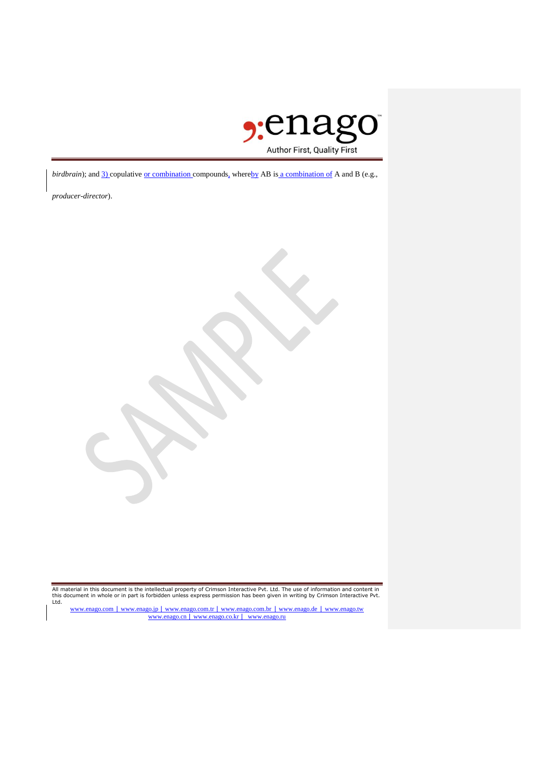*birdbrain*); and 3) copulative or combination compounds, whereby AB is a combination of A and B (e.g., *producer-director*).